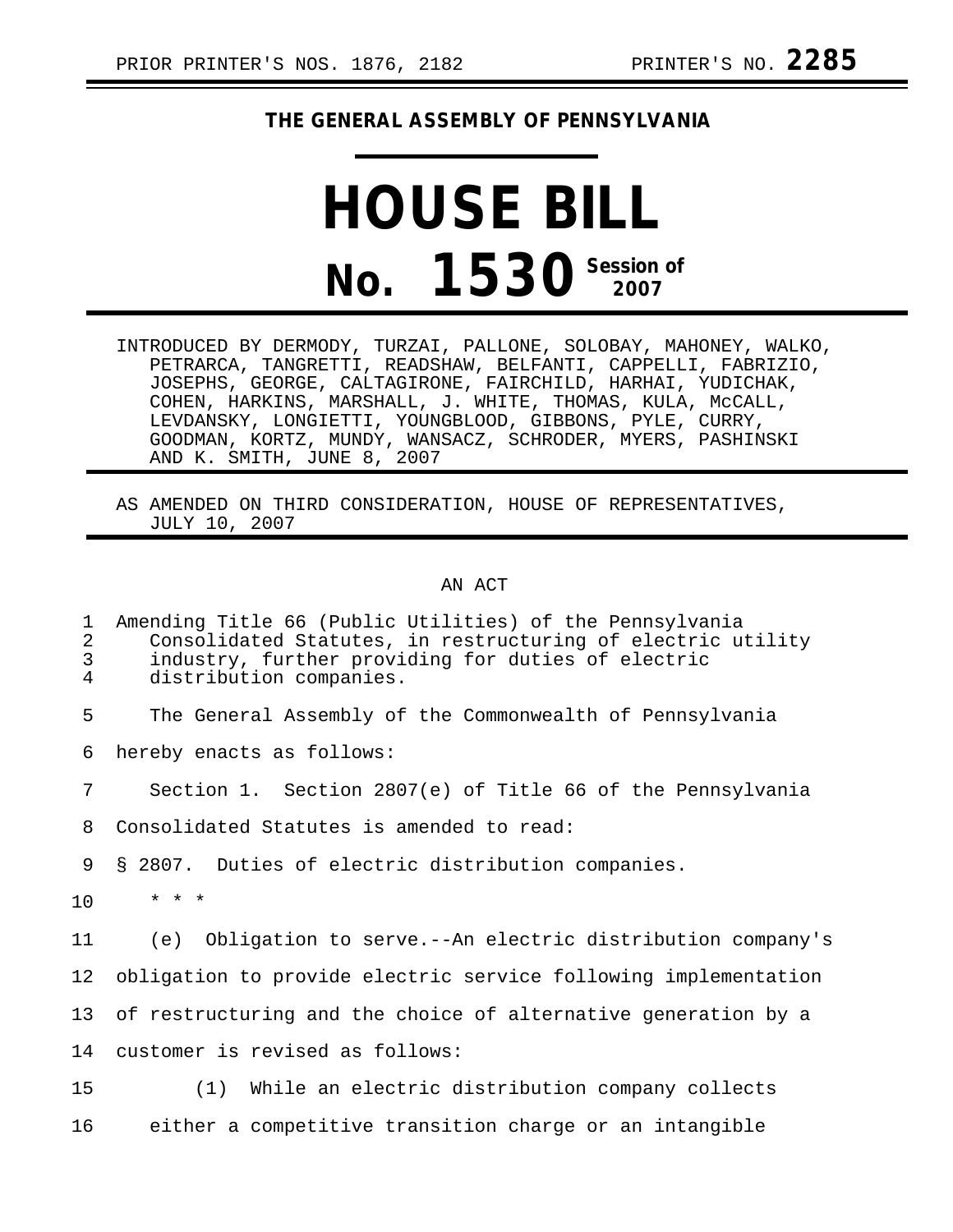PRIOR PRINTER'S NOS. 1876, 2182 PRINTER'S NO. **2285**

**THE GENERAL ASSEMBLY OF PENNSYLVANIA**

# HOUSE BILL

# No. 1530 Session of 2007

INTRODUCED BY DERMODY, TURZAI, PALLONE, SOLOBAY, MAHONEY, WALKO, PETRARCA, TANGRETTI, READSHAW, BELFANTI, CAPPELLI, FABRIZIO, JOSEPHS, GEORGE, CALTAGIRONE, FAIRCHILD, HARHAI, YUDICHAK, COHEN, HARKINS, MARSHALL, J. WHITE, THOMAS, KULA, McCALL, LEVDANSKY, LONGIETTI, YOUNGBLOOD, GIBBONS, PYLE, CURRY, GOODMAN, KORTZ, MUNDY, WANSACZ, SCHRODER, MYERS, PASHINSKI AND K. SMITH, JUNE 8, 2007

AS AMENDED ON THIRD CONSIDERATION, HOUSE OF REPRESENTATIVES, JULY 10, 2007

AN ACT

1 Amending Title 66 (Public Utilities) of the Pennsylvania
2 Consolidated Statutes, in restructuring of electric utility
3 industry, further providing for duties of electric
4 distribution companies.

5 The General Assembly of the Commonwealth of Pennsylvania
6 hereby enacts as follows:

7 Section 1. Section 2807(e) of Title 66 of the Pennsylvania
8 Consolidated Statutes is amended to read:

9 § 2807. Duties of electric distribution companies.

10 * * *

11 (e) Obligation to serve.--An electric distribution company's
12 obligation to provide electric service following implementation
13 of restructuring and the choice of alternative generation by a
14 customer is revised as follows:

15 (1) While an electric distribution company collects
16 either a competitive transition charge or an intangible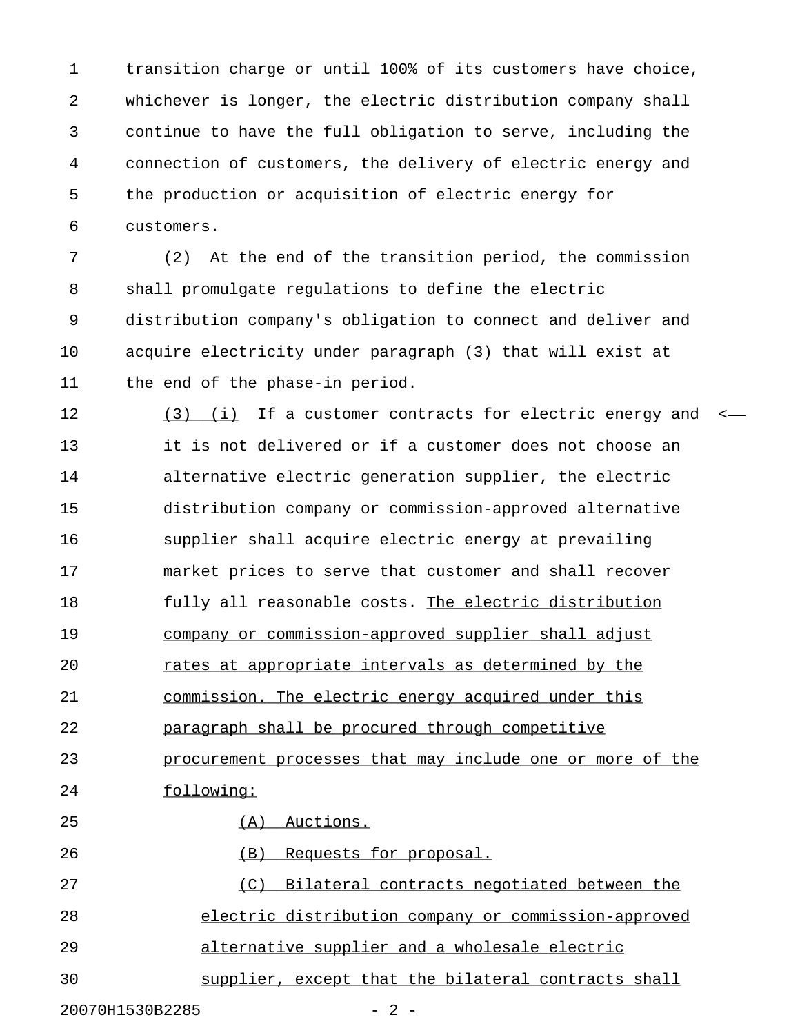transition charge or until 100% of its customers have choice, whichever is longer, the electric distribution company shall continue to have the full obligation to serve, including the connection of customers, the delivery of electric energy and the production or acquisition of electric energy for customers.

(2) At the end of the transition period, the commission shall promulgate regulations to define the electric distribution company's obligation to connect and deliver and acquire electricity under paragraph (3) that will exist at the end of the phase-in period.

<u>(3) (i)</u> If a customer contracts for electric energy and it is not delivered or if a customer does not choose an alternative electric generation supplier, the electric distribution company or commission-approved alternative supplier shall acquire electric energy at prevailing market prices to serve that customer and shall recover fully all reasonable costs. <u>The electric distribution company or commission-approved supplier shall adjust rates at appropriate intervals as determined by the commission. The electric energy acquired under this paragraph shall be procured through competitive procurement processes that may include one or more of the following:</u>

<u>(A) Auctions.</u>

<u>(B) Requests for proposal.</u>

<u>(C) Bilateral contracts negotiated between the electric distribution company or commission-approved alternative supplier and a wholesale electric supplier, except that the bilateral contracts shall</u>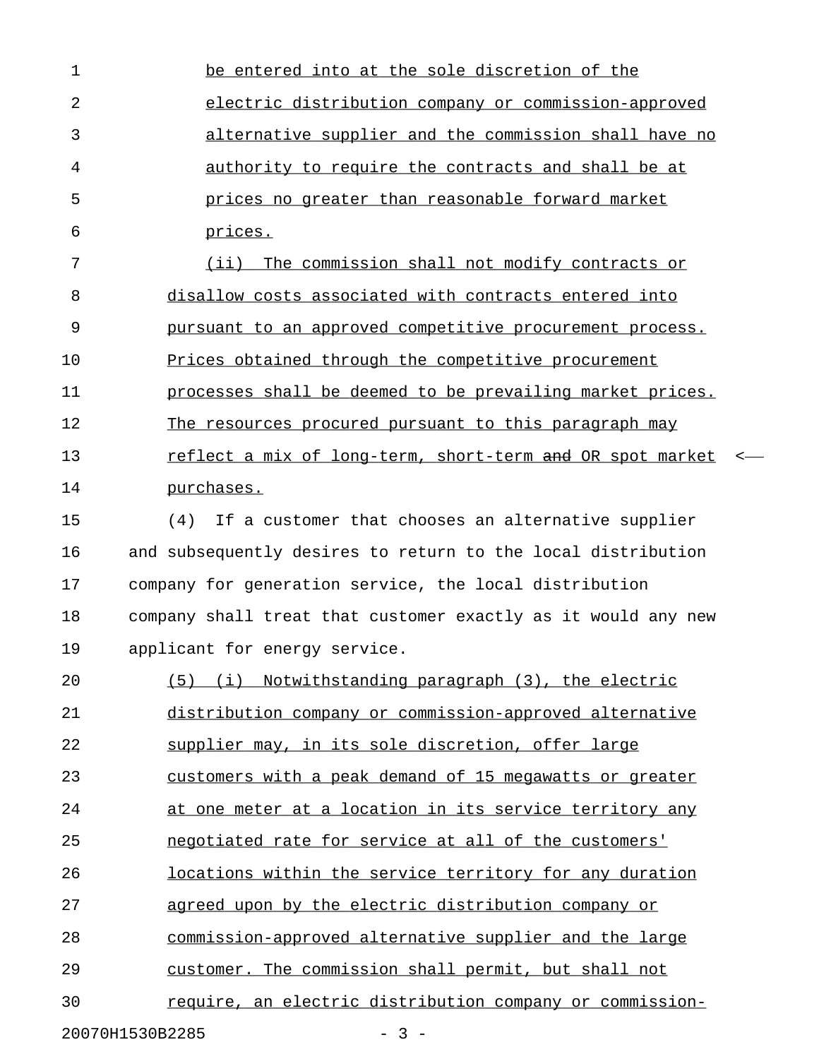be entered into at the sole discretion of the electric distribution company or commission-approved alternative supplier and the commission shall have no authority to require the contracts and shall be at prices no greater than reasonable forward market prices.

(ii) The commission shall not modify contracts or disallow costs associated with contracts entered into pursuant to an approved competitive procurement process. Prices obtained through the competitive procurement processes shall be deemed to be prevailing market prices. The resources procured pursuant to this paragraph may reflect a mix of long-term, short-term ~~and~~ OR spot market purchases.

(4) If a customer that chooses an alternative supplier and subsequently desires to return to the local distribution company for generation service, the local distribution company shall treat that customer exactly as it would any new applicant for energy service.

(5) (i) Notwithstanding paragraph (3), the electric distribution company or commission-approved alternative supplier may, in its sole discretion, offer large customers with a peak demand of 15 megawatts or greater at one meter at a location in its service territory any negotiated rate for service at all of the customers' locations within the service territory for any duration agreed upon by the electric distribution company or commission-approved alternative supplier and the large customer. The commission shall permit, but shall not require, an electric distribution company or commission-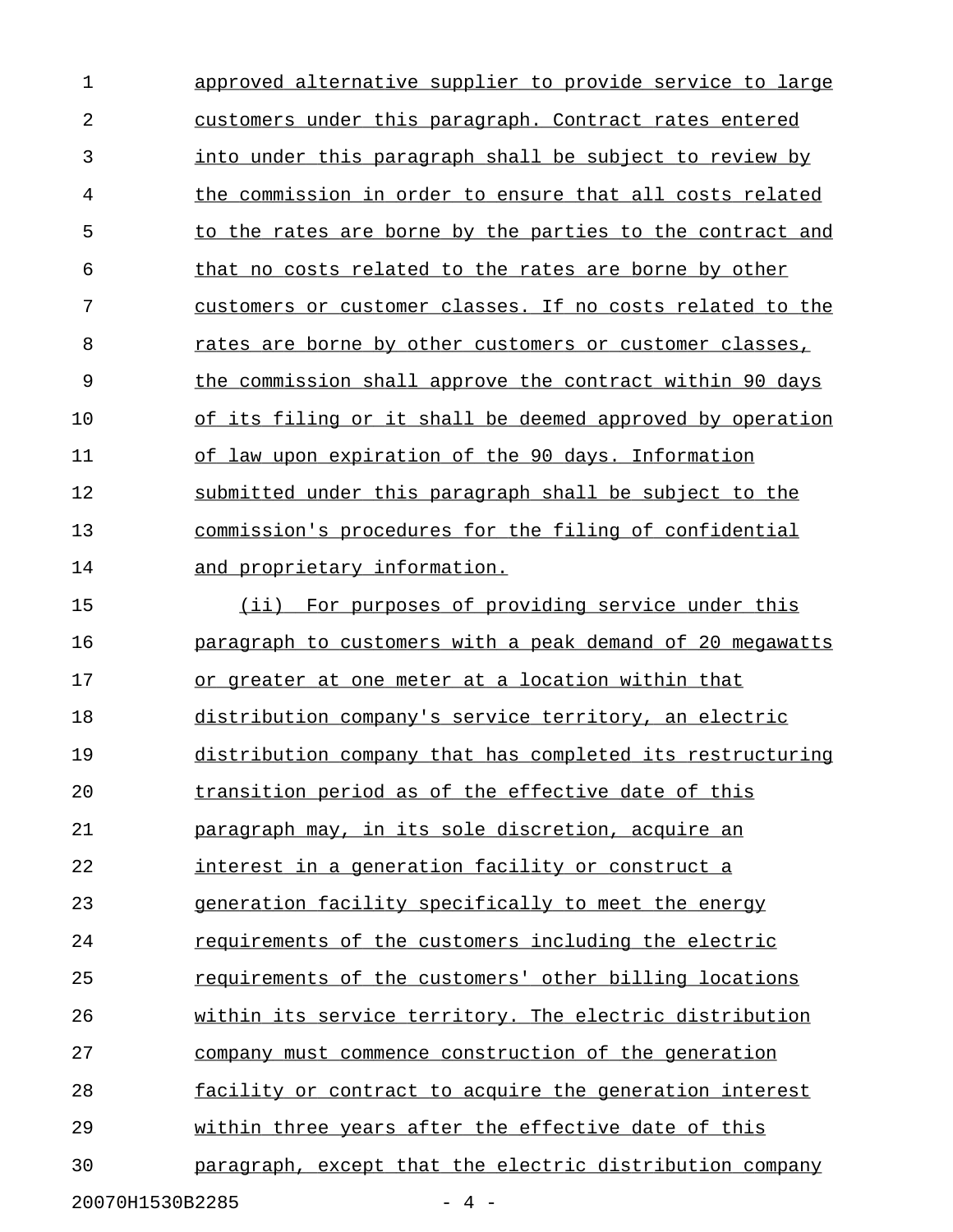approved alternative supplier to provide service to large customers under this paragraph. Contract rates entered into under this paragraph shall be subject to review by the commission in order to ensure that all costs related to the rates are borne by the parties to the contract and that no costs related to the rates are borne by other customers or customer classes. If no costs related to the rates are borne by other customers or customer classes, the commission shall approve the contract within 90 days of its filing or it shall be deemed approved by operation of law upon expiration of the 90 days. Information submitted under this paragraph shall be subject to the commission's procedures for the filing of confidential and proprietary information.

(ii) For purposes of providing service under this paragraph to customers with a peak demand of 20 megawatts or greater at one meter at a location within that distribution company's service territory, an electric distribution company that has completed its restructuring transition period as of the effective date of this paragraph may, in its sole discretion, acquire an interest in a generation facility or construct a generation facility specifically to meet the energy requirements of the customers including the electric requirements of the customers' other billing locations within its service territory. The electric distribution company must commence construction of the generation facility or contract to acquire the generation interest within three years after the effective date of this paragraph, except that the electric distribution company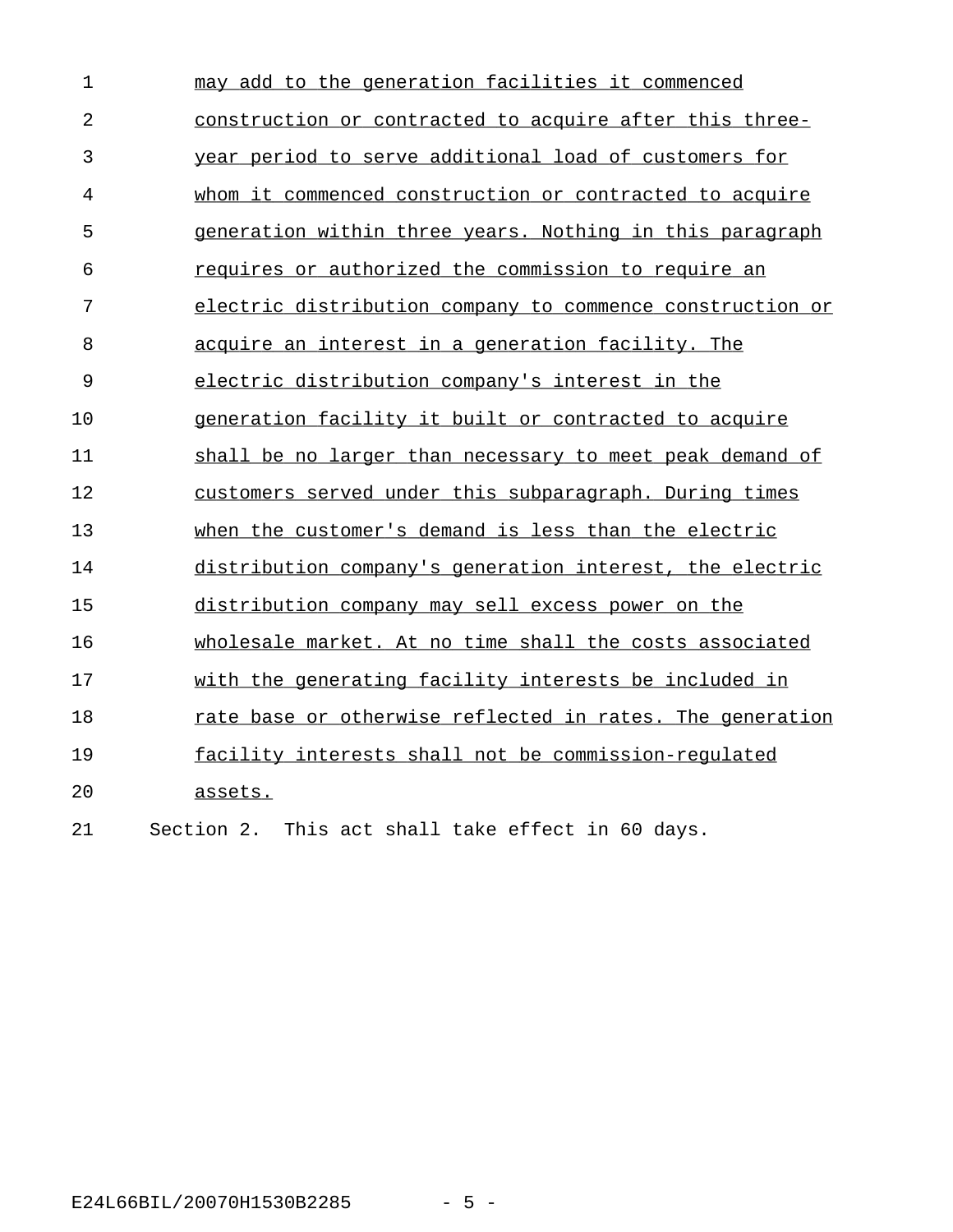may add to the generation facilities it commenced construction or contracted to acquire after this three-year period to serve additional load of customers for whom it commenced construction or contracted to acquire generation within three years. Nothing in this paragraph requires or authorized the commission to require an electric distribution company to commence construction or acquire an interest in a generation facility. The electric distribution company's interest in the generation facility it built or contracted to acquire shall be no larger than necessary to meet peak demand of customers served under this subparagraph. During times when the customer's demand is less than the electric distribution company's generation interest, the electric distribution company may sell excess power on the wholesale market. At no time shall the costs associated with the generating facility interests be included in rate base or otherwise reflected in rates. The generation facility interests shall not be commission-regulated assets.

Section 2. This act shall take effect in 60 days.